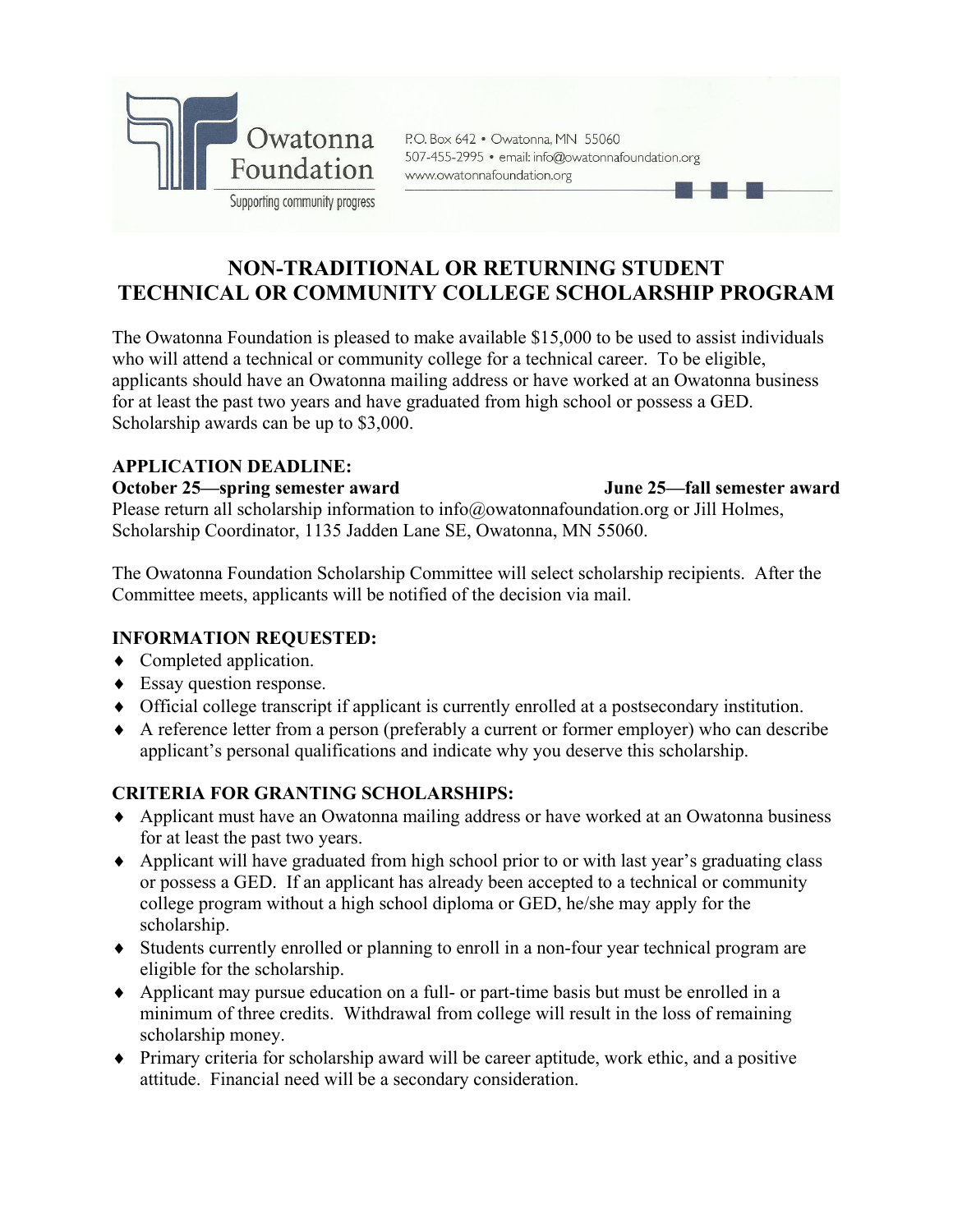Owatonna Foundation

Supporting community progress

P.O. Box 642 • Owatonna, MN 55060
507-455-2995 • email: info@owatonnafoundation.org
www.owatonnafoundation.org

# NON-TRADITIONAL OR RETURNING STUDENT TECHNICAL OR COMMUNITY COLLEGE SCHOLARSHIP PROGRAM

The Owatonna Foundation is pleased to make available $15,000 to be used to assist individuals who will attend a technical or community college for a technical career. To be eligible, applicants should have an Owatonna mailing address or have worked at an Owatonna business for at least the past two years and have graduated from high school or possess a GED. Scholarship awards can be up to $3,000.

**APPLICATION DEADLINE:**

**October 25—spring semester award** **June 25—fall semester award**

Please return all scholarship information to info@owatonnafoundation.org or Jill Holmes, Scholarship Coordinator, 1135 Jadden Lane SE, Owatonna, MN 55060.

The Owatonna Foundation Scholarship Committee will select scholarship recipients. After the Committee meets, applicants will be notified of the decision via mail.

**INFORMATION REQUESTED:**

- Completed application.
- Essay question response.
- Official college transcript if applicant is currently enrolled at a postsecondary institution.
- A reference letter from a person (preferably a current or former employer) who can describe applicant's personal qualifications and indicate why you deserve this scholarship.

**CRITERIA FOR GRANTING SCHOLARSHIPS:**

- Applicant must have an Owatonna mailing address or have worked at an Owatonna business for at least the past two years.
- Applicant will have graduated from high school prior to or with last year's graduating class or possess a GED. If an applicant has already been accepted to a technical or community college program without a high school diploma or GED, he/she may apply for the scholarship.
- Students currently enrolled or planning to enroll in a non-four year technical program are eligible for the scholarship.
- Applicant may pursue education on a full- or part-time basis but must be enrolled in a minimum of three credits. Withdrawal from college will result in the loss of remaining scholarship money.
- Primary criteria for scholarship award will be career aptitude, work ethic, and a positive attitude. Financial need will be a secondary consideration.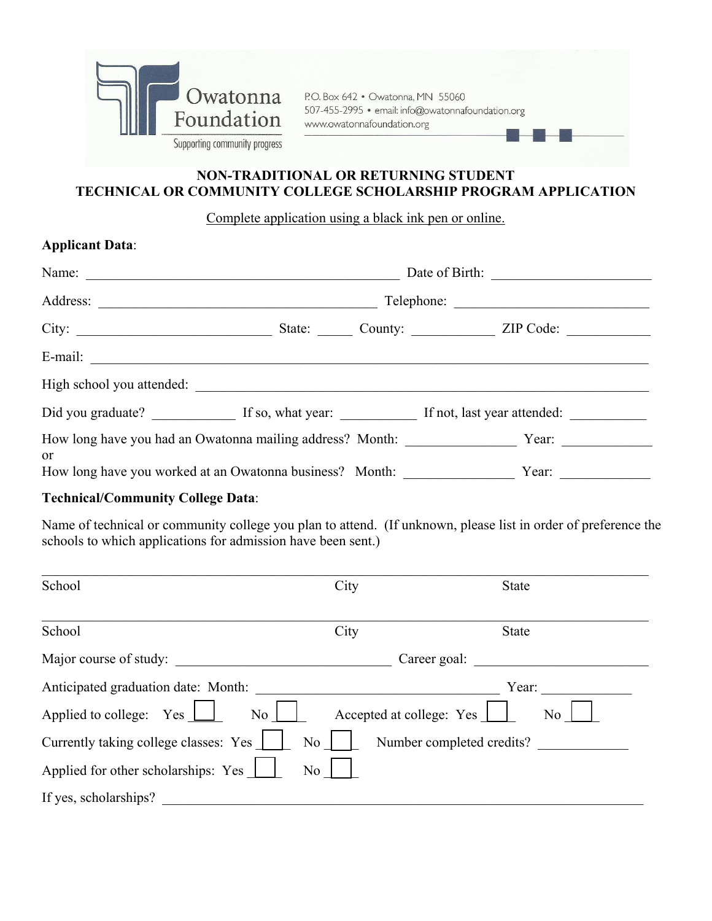Owatonna Foundation
Supporting community progress

P.O. Box 642 • Owatonna, MN 55060
507-455-2995 • email: info@owatonnafoundation.org
www.owatonnafoundation.org

## NON-TRADITIONAL OR RETURNING STUDENT
## TECHNICAL OR COMMUNITY COLLEGE SCHOLARSHIP PROGRAM APPLICATION

Complete application using a black ink pen or online.

**Applicant Data**:

Name: ______________________________________________ Date of Birth: ______________________

Address: ________________________________________ Telephone: ___________________________

City: ___________________________ State: _____ County: ____________ ZIP Code: ____________

E-mail: ______________________________________________________________________________

High school you attended: ______________________________________________________________

Did you graduate? ____________ If so, what year: ___________ If not, last year attended: __________

How long have you had an Owatonna mailing address? Month: _______________ Year: _____________
or
How long have you worked at an Owatonna business? Month: _______________ Year: _____________

**Technical/Community College Data**:

Name of technical or community college you plan to attend. (If unknown, please list in order of preference the schools to which applications for admission have been sent.)

______________________________________________________________________________
School City State

______________________________________________________________________________
School City State

Major course of study: _______________________________ Career goal: ________________________

Anticipated graduation date: Month: ___________________________________ Year: _____________

Applied to college: Yes ☐ No ☐ Accepted at college: Yes ☐ No ☐

Currently taking college classes: Yes ☐ No ☐ Number completed credits? _____________

Applied for other scholarships: Yes ☐ No ☐

If yes, scholarships? __________________________________________________________________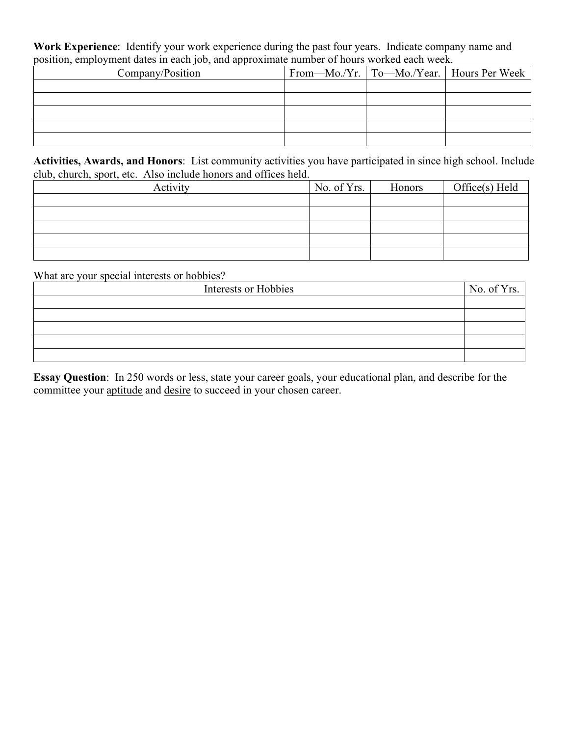**Work Experience**: Identify your work experience during the past four years. Indicate company name and position, employment dates in each job, and approximate number of hours worked each week.

| Company/Position | From—Mo./Yr. | To—Mo./Year. | Hours Per Week |
|---|---|---|---|
| | | | |
| | | | |
| | | | |
| | | | |
| | | | |

**Activities, Awards, and Honors**: List community activities you have participated in since high school. Include club, church, sport, etc. Also include honors and offices held.

| Activity | No. of Yrs. | Honors | Office(s) Held |
|---|---|---|---|
| | | | |
| | | | |
| | | | |
| | | | |
| | | | |

What are your special interests or hobbies?

| Interests or Hobbies | No. of Yrs. |
|---|---|
| | |
| | |
| | |
| | |
| | |

**Essay Question**: In 250 words or less, state your career goals, your educational plan, and describe for the committee your <u>aptitude</u> and <u>desire</u> to succeed in your chosen career.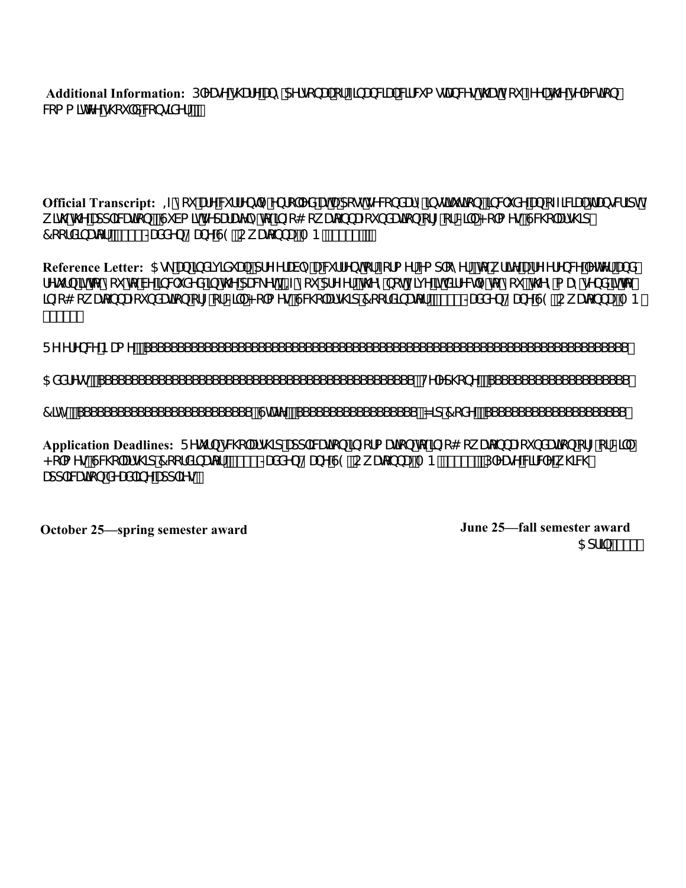**Additional Information:** Please share any personal or financial circumstances that you feel the selection committee should consider.

**Official Transcript:** If you are currently enrolled at a postsecondary institution, include an official transcript with the application. Submit separately to info@owatonnafoundation.org or fill Hommes, Scholarship Coordinator, Jadden Lane SE, Owatonna, MN

**Reference Letter:** Ask an individual, preferably a current or former employer, to write a reference letter and return it to you to be included in the packet. If you prefer they not give it directly to you they may send it to info@owatonnafoundation.org or fill Hommes, Scholarship Coordinator, Jadden Lane SE, Owatonna, MN

Reference Name: ______________________________________________________________________

Address: ____________________________________________ Telephone: ______________________

City: ____________________________ State: ____________________ Zip Code: ______________________

**Application Deadlines:** Return scholarship application information to info@owatonnafoundation.org or fill Hommes, Scholarship Coordinator, Jadden Lane SE, Owatonna, MN. Please circle which application deadline applies.

**October 25—spring semester award**

**June 25—fall semester award**

April